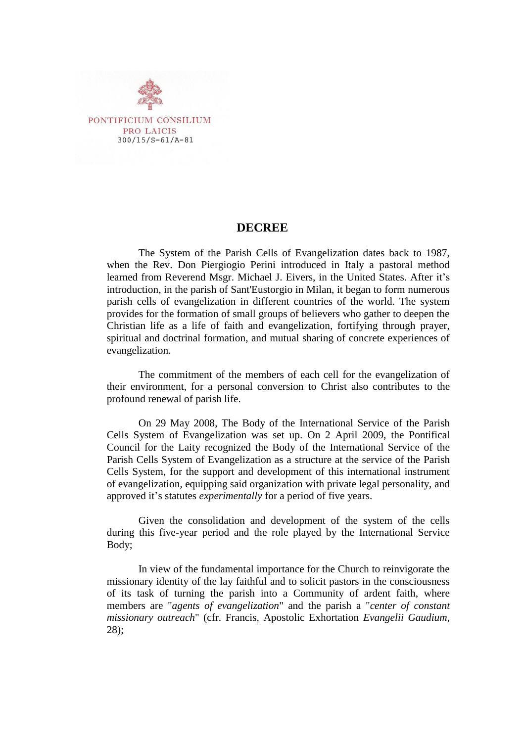PONTIFICIUM CONSILIUM
PRO LAICIS
300/15/S-61/A-81

# DECREE

The System of the Parish Cells of Evangelization dates back to 1987, when the Rev. Don Piergiogio Perini introduced in Italy a pastoral method learned from Reverend Msgr. Michael J. Eivers, in the United States. After it's introduction, in the parish of Sant'Eustorgio in Milan, it began to form numerous parish cells of evangelization in different countries of the world. The system provides for the formation of small groups of believers who gather to deepen the Christian life as a life of faith and evangelization, fortifying through prayer, spiritual and doctrinal formation, and mutual sharing of concrete experiences of evangelization.

The commitment of the members of each cell for the evangelization of their environment, for a personal conversion to Christ also contributes to the profound renewal of parish life.

On 29 May 2008, The Body of the International Service of the Parish Cells System of Evangelization was set up. On 2 April 2009, the Pontifical Council for the Laity recognized the Body of the International Service of the Parish Cells System of Evangelization as a structure at the service of the Parish Cells System, for the support and development of this international instrument of evangelization, equipping said organization with private legal personality, and approved it's statutes *experimentally* for a period of five years.

Given the consolidation and development of the system of the cells during this five-year period and the role played by the International Service Body;

In view of the fundamental importance for the Church to reinvigorate the missionary identity of the lay faithful and to solicit pastors in the consciousness of its task of turning the parish into a Community of ardent faith, where members are "*agents of evangelization*" and the parish a "*center of constant missionary outreach*" (cfr. Francis, Apostolic Exhortation *Evangelii Gaudium*, 28);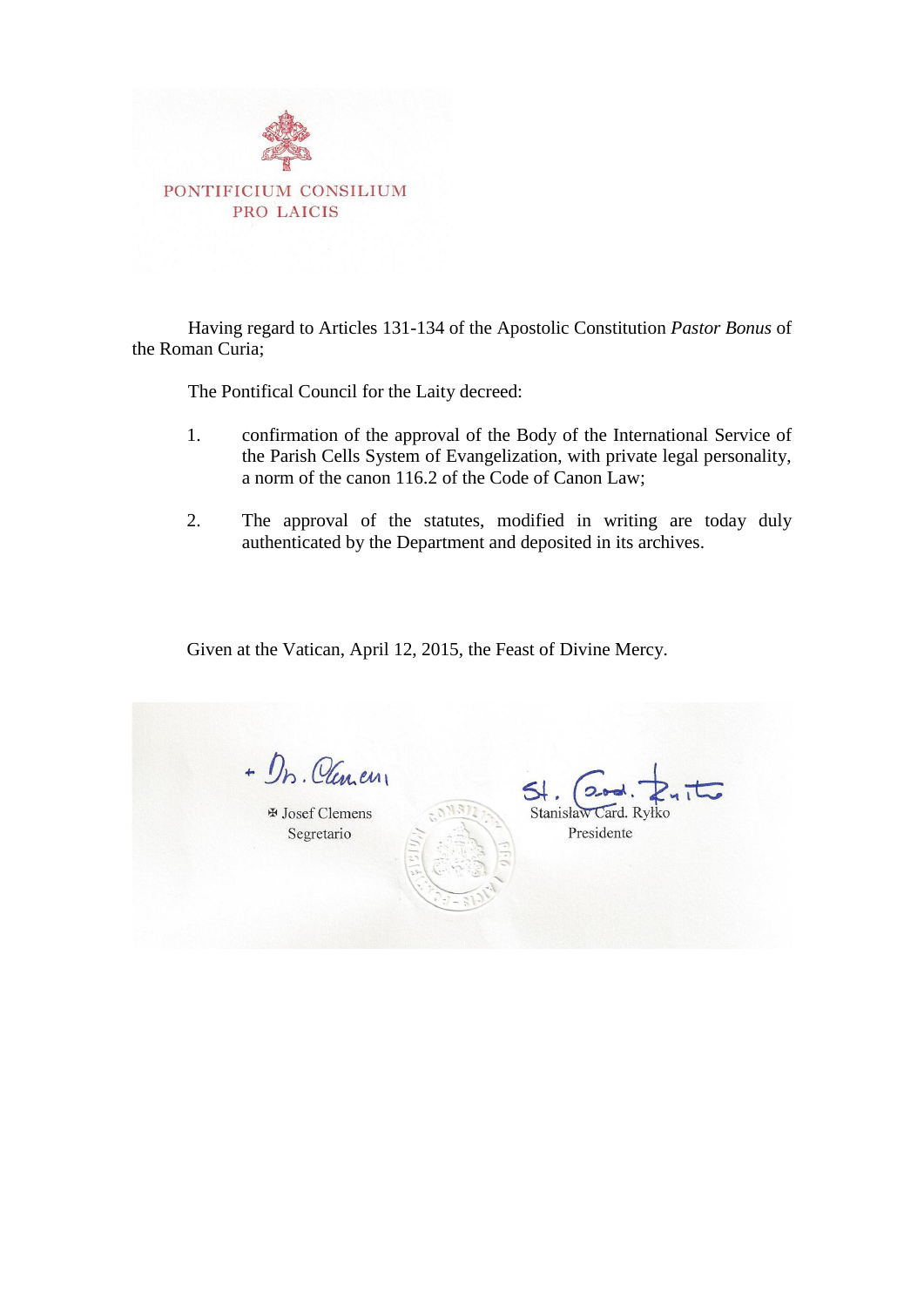PONTIFICIUM CONSILIUM
PRO LAICIS

Having regard to Articles 131-134 of the Apostolic Constitution *Pastor Bonus* of the Roman Curia;

The Pontifical Council for the Laity decreed:

1. confirmation of the approval of the Body of the International Service of the Parish Cells System of Evangelization, with private legal personality, a norm of the canon 116.2 of the Code of Canon Law;

2. The approval of the statutes, modified in writing are today duly authenticated by the Department and deposited in its archives.

Given at the Vatican, April 12, 2015, the Feast of Divine Mercy.

✠ Josef Clemens
Segretario

Stanisław Card. Ryłko
Presidente